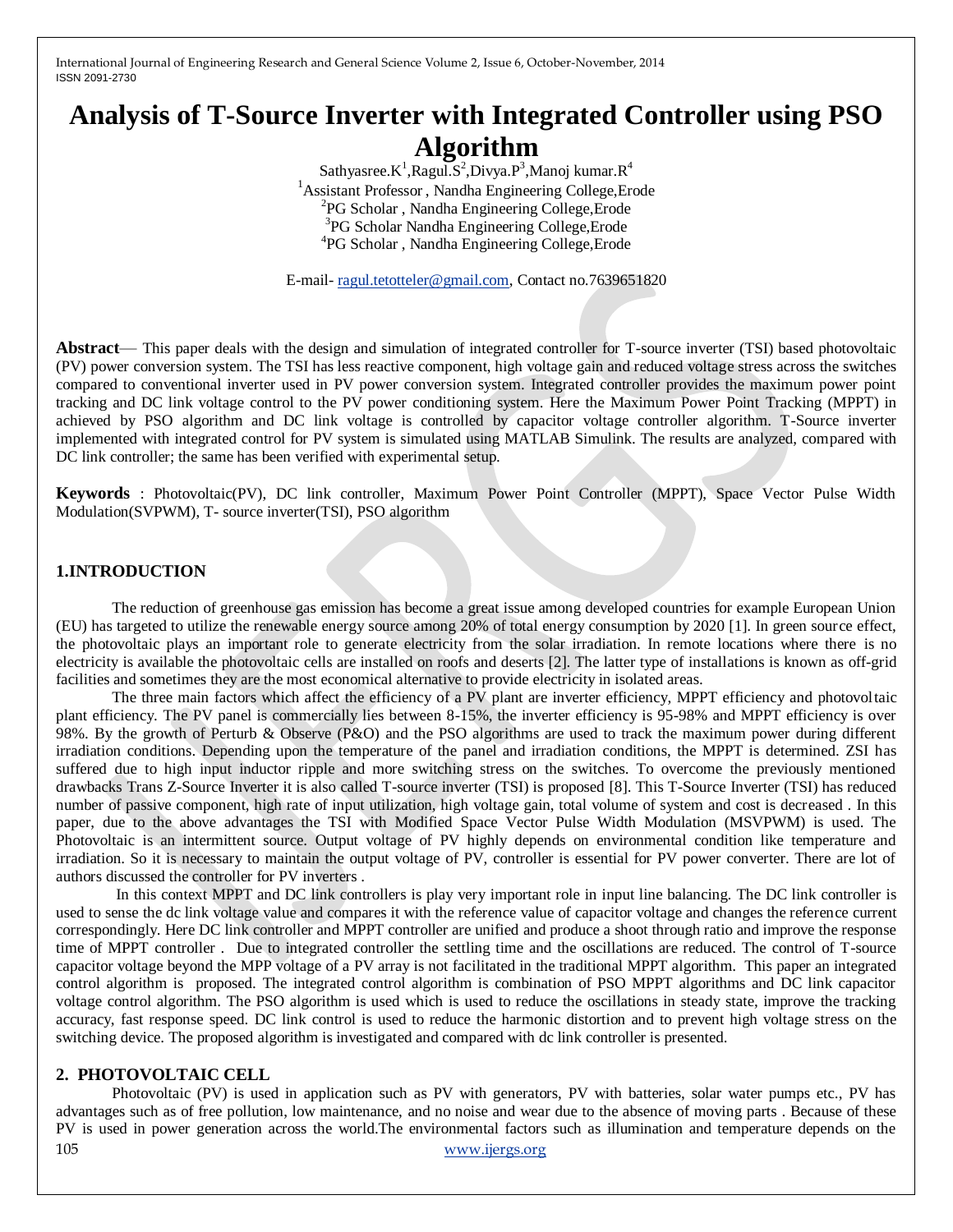# Analysis of T-Source Inverter with Integrated Controller using PSO Algorithm

Sathyasree.K[1],Ragul.S[2],Divya.P[3],Manoj kumar.R[4]

[1]Assistant Professor , Nandha Engineering College,Erode

[2]PG Scholar , Nandha Engineering College,Erode

[3]PG Scholar Nandha Engineering College,Erode

[4]PG Scholar , Nandha Engineering College,Erode

E-mail- ragul.tetotteler@gmail.com, Contact no.7639651820

**Abstract**— This paper deals with the design and simulation of integrated controller for T-source inverter (TSI) based photovoltaic (PV) power conversion system. The TSI has less reactive component, high voltage gain and reduced voltage stress across the switches compared to conventional inverter used in PV power conversion system. Integrated controller provides the maximum power point tracking and DC link voltage control to the PV power conditioning system. Here the Maximum Power Point Tracking (MPPT) in achieved by PSO algorithm and DC link voltage is controlled by capacitor voltage controller algorithm. T-Source inverter implemented with integrated control for PV system is simulated using MATLAB Simulink. The results are analyzed, compared with DC link controller; the same has been verified with experimental setup.

**Keywords** : Photovoltaic(PV), DC link controller, Maximum Power Point Controller (MPPT), Space Vector Pulse Width Modulation(SVPWM), T- source inverter(TSI), PSO algorithm

## 1.INTRODUCTION

The reduction of greenhouse gas emission has become a great issue among developed countries for example European Union (EU) has targeted to utilize the renewable energy source among 20% of total energy consumption by 2020 [1]. In green source effect, the photovoltaic plays an important role to generate electricity from the solar irradiation. In remote locations where there is no electricity is available the photovoltaic cells are installed on roofs and deserts [2]. The latter type of installations is known as off-grid facilities and sometimes they are the most economical alternative to provide electricity in isolated areas.

The three main factors which affect the efficiency of a PV plant are inverter efficiency, MPPT efficiency and photovoltaic plant efficiency. The PV panel is commercially lies between 8-15%, the inverter efficiency is 95-98% and MPPT efficiency is over 98%. By the growth of Perturb & Observe (P&O) and the PSO algorithms are used to track the maximum power during different irradiation conditions. Depending upon the temperature of the panel and irradiation conditions, the MPPT is determined. ZSI has suffered due to high input inductor ripple and more switching stress on the switches. To overcome the previously mentioned drawbacks Trans Z-Source Inverter it is also called T-source inverter (TSI) is proposed [8]. This T-Source Inverter (TSI) has reduced number of passive component, high rate of input utilization, high voltage gain, total volume of system and cost is decreased . In this paper, due to the above advantages the TSI with Modified Space Vector Pulse Width Modulation (MSVPWM) is used. The Photovoltaic is an intermittent source. Output voltage of PV highly depends on environmental condition like temperature and irradiation. So it is necessary to maintain the output voltage of PV, controller is essential for PV power converter. There are lot of authors discussed the controller for PV inverters .

In this context MPPT and DC link controllers is play very important role in input line balancing. The DC link controller is used to sense the dc link voltage value and compares it with the reference value of capacitor voltage and changes the reference current correspondingly. Here DC link controller and MPPT controller are unified and produce a shoot through ratio and improve the response time of MPPT controller . Due to integrated controller the settling time and the oscillations are reduced. The control of T-source capacitor voltage beyond the MPP voltage of a PV array is not facilitated in the traditional MPPT algorithm. This paper an integrated control algorithm is proposed. The integrated control algorithm is combination of PSO MPPT algorithms and DC link capacitor voltage control algorithm. The PSO algorithm is used which is used to reduce the oscillations in steady state, improve the tracking accuracy, fast response speed. DC link control is used to reduce the harmonic distortion and to prevent high voltage stress on the switching device. The proposed algorithm is investigated and compared with dc link controller is presented.

## 2. PHOTOVOLTAIC CELL

Photovoltaic (PV) is used in application such as PV with generators, PV with batteries, solar water pumps etc., PV has advantages such as of free pollution, low maintenance, and no noise and wear due to the absence of moving parts . Because of these PV is used in power generation across the world.The environmental factors such as illumination and temperature depends on the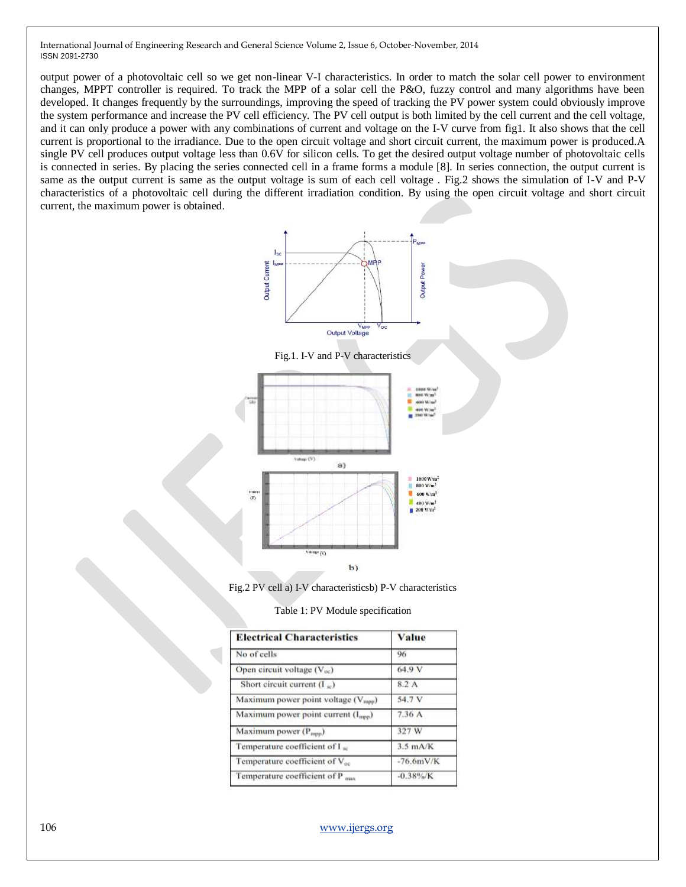output power of a photovoltaic cell so we get non-linear V-I characteristics. In order to match the solar cell power to environment changes, MPPT controller is required. To track the MPP of a solar cell the P&O, fuzzy control and many algorithms have been developed. It changes frequently by the surroundings, improving the speed of tracking the PV power system could obviously improve the system performance and increase the PV cell efficiency. The PV cell output is both limited by the cell current and the cell voltage, and it can only produce a power with any combinations of current and voltage on the I-V curve from fig1. It also shows that the cell current is proportional to the irradiance. Due to the open circuit voltage and short circuit current, the maximum power is produced.A single PV cell produces output voltage less than 0.6V for silicon cells. To get the desired output voltage number of photovoltaic cells is connected in series. By placing the series connected cell in a frame forms a module [8]. In series connection, the output current is same as the output current is same as the output voltage is sum of each cell voltage . Fig.2 shows the simulation of I-V and P-V characteristics of a photovoltaic cell during the different irradiation condition. By using the open circuit voltage and short circuit current, the maximum power is obtained.

Fig.1. I-V and P-V characteristics

Fig.2 PV cell a) I-V characteristicsb) P-V characteristics

Table 1: PV Module specification

| Electrical Characteristics | Value |
|---|---|
| No of cells | 96 |
| Open circuit voltage ($V_{oc}$) | 64.9 V |
| Short circuit current ($I_{sc}$) | 8.2 A |
| Maximum power point voltage ($V_{mpp}$) | 54.7 V |
| Maximum power point current ($I_{mpp}$) | 7.36 A |
| Maximum power ($P_{mpp}$) | 327 W |
| Temperature coefficient of $I_{sc}$ | 3.5 mA/K |
| Temperature coefficient of $V_{oc}$ | -76.6mV/K |
| Temperature coefficient of $P_{max}$ | -0.38%/K |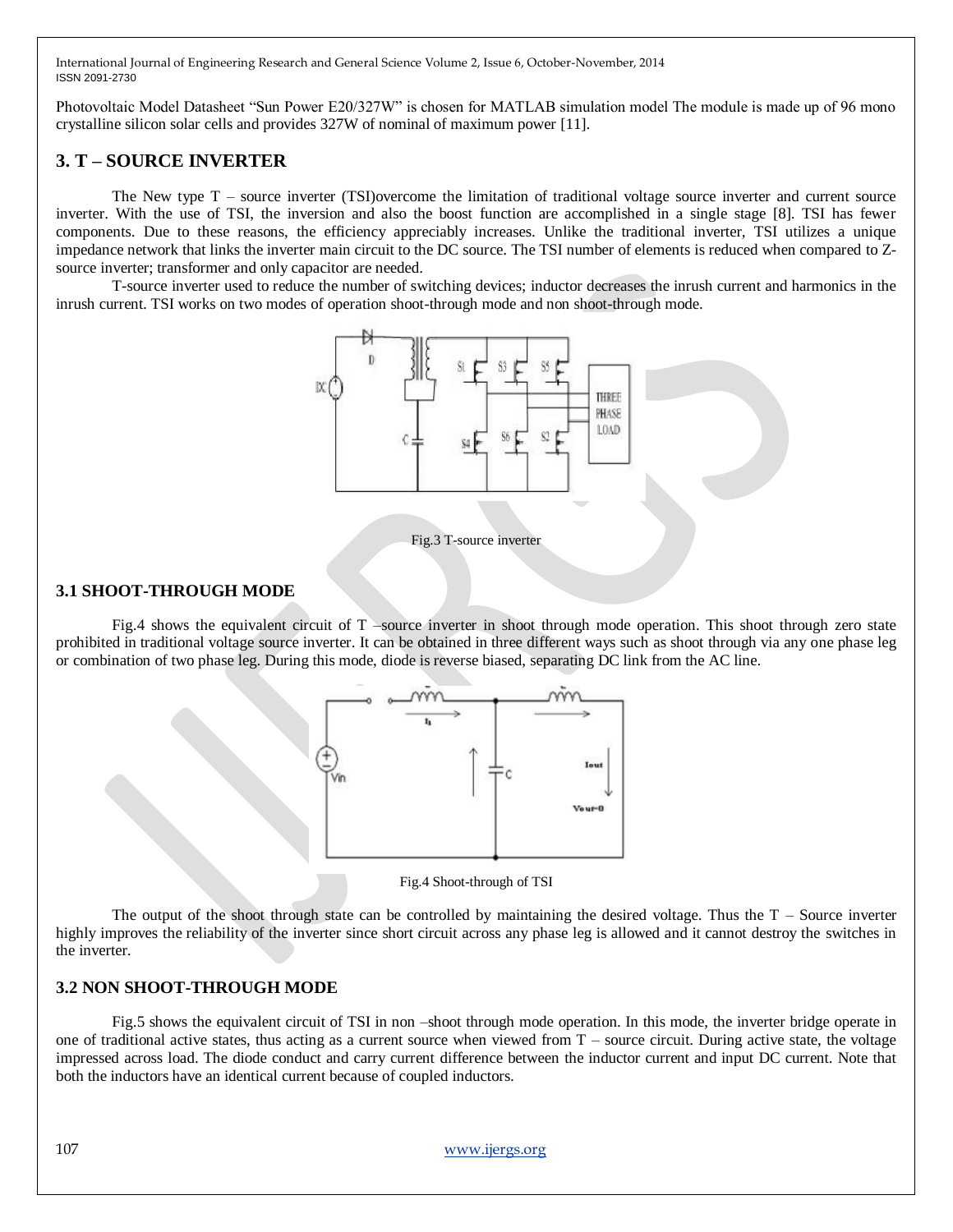Photovoltaic Model Datasheet "Sun Power E20/327W" is chosen for MATLAB simulation model The module is made up of 96 mono crystalline silicon solar cells and provides 327W of nominal of maximum power [11].

## 3. T – SOURCE INVERTER

The New type T – source inverter (TSI)overcome the limitation of traditional voltage source inverter and current source inverter. With the use of TSI, the inversion and also the boost function are accomplished in a single stage [8]. TSI has fewer components. Due to these reasons, the efficiency appreciably increases. Unlike the traditional inverter, TSI utilizes a unique impedance network that links the inverter main circuit to the DC source. The TSI number of elements is reduced when compared to Z-source inverter; transformer and only capacitor are needed.

T-source inverter used to reduce the number of switching devices; inductor decreases the inrush current and harmonics in the inrush current. TSI works on two modes of operation shoot-through mode and non shoot-through mode.

Fig.3 T-source inverter

### 3.1 SHOOT-THROUGH MODE

Fig.4 shows the equivalent circuit of T –source inverter in shoot through mode operation. This shoot through zero state prohibited in traditional voltage source inverter. It can be obtained in three different ways such as shoot through via any one phase leg or combination of two phase leg. During this mode, diode is reverse biased, separating DC link from the AC line.

Fig.4 Shoot-through of TSI

The output of the shoot through state can be controlled by maintaining the desired voltage. Thus the T – Source inverter highly improves the reliability of the inverter since short circuit across any phase leg is allowed and it cannot destroy the switches in the inverter.

### 3.2 NON SHOOT-THROUGH MODE

Fig.5 shows the equivalent circuit of TSI in non –shoot through mode operation. In this mode, the inverter bridge operate in one of traditional active states, thus acting as a current source when viewed from T – source circuit. During active state, the voltage impressed across load. The diode conduct and carry current difference between the inductor current and input DC current. Note that both the inductors have an identical current because of coupled inductors.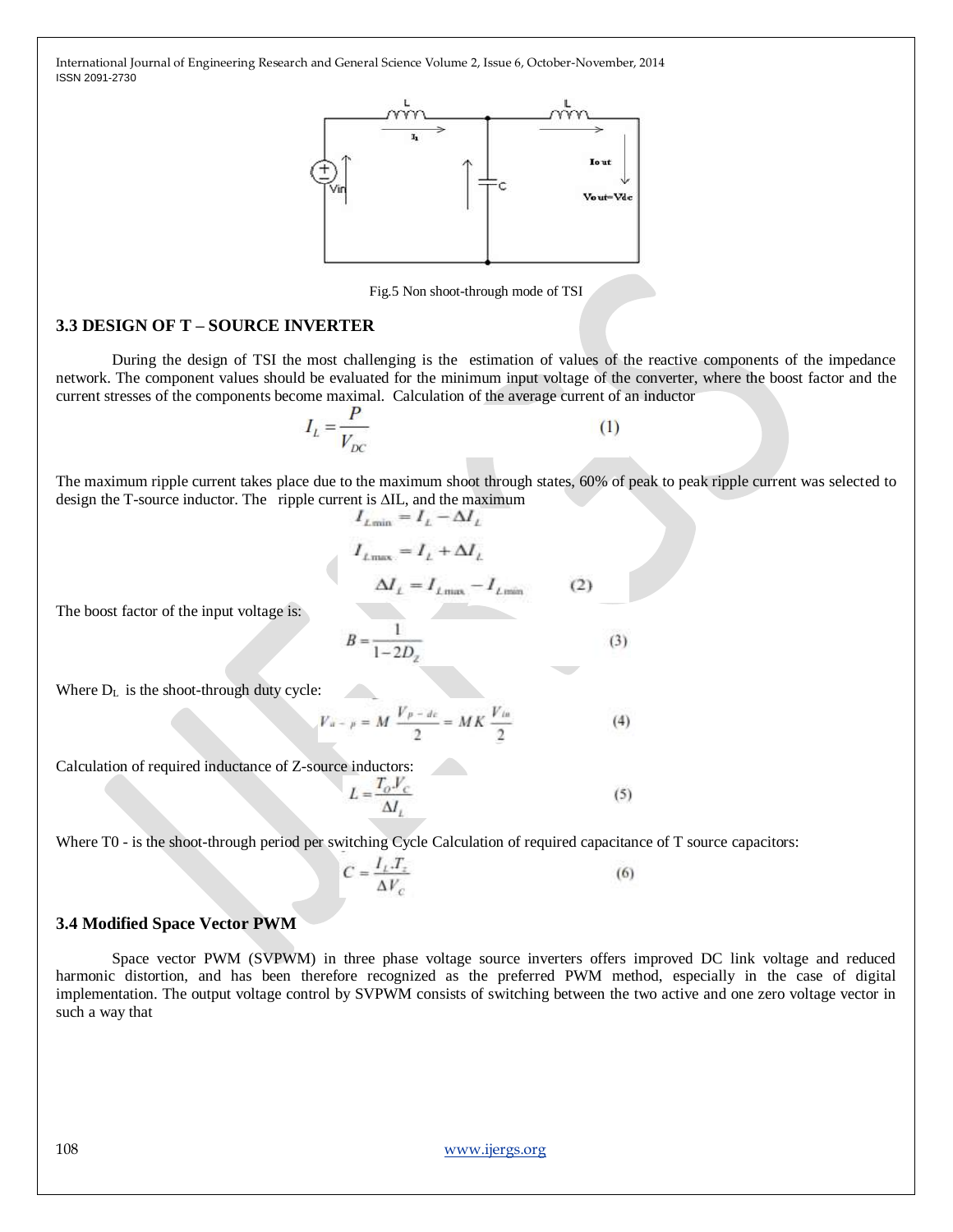Fig.5 Non shoot-through mode of TSI

### 3.3 DESIGN OF T – SOURCE INVERTER

During the design of TSI the most challenging is the estimation of values of the reactive components of the impedance network. The component values should be evaluated for the minimum input voltage of the converter, where the boost factor and the current stresses of the components become maximal. Calculation of the average current of an inductor

$$I_L = \frac{P}{V_{DC}} \tag{1}$$

The maximum ripple current takes place due to the maximum shoot through states, 60% of peak to peak ripple current was selected to design the T-source inductor. The ripple current is ΔIL, and the maximum

$$I_{L\min} = I_L - \Delta I_L$$

$$I_{L\max} = I_L + \Delta I_L$$

$$\Delta I_L = I_{L\max} - I_{L\min} \tag{2}$$

The boost factor of the input voltage is:

$$B = \frac{1}{1-2D_z} \tag{3}$$

Where $D_L$ is the shoot-through duty cycle:

$$V_{a-p} = M\frac{V_{p-dc}}{2} = MK\frac{V_{in}}{2} \tag{4}$$

Calculation of required inductance of Z-source inductors:

$$L = \frac{T_0 \cdot V_c}{\Delta I_L} \tag{5}$$

Where T0 - is the shoot-through period per switching Cycle Calculation of required capacitance of T source capacitors:

$$C = \frac{I_L \cdot T_z}{\Delta V_c} \tag{6}$$

### 3.4 Modified Space Vector PWM

Space vector PWM (SVPWM) in three phase voltage source inverters offers improved DC link voltage and reduced harmonic distortion, and has been therefore recognized as the preferred PWM method, especially in the case of digital implementation. The output voltage control by SVPWM consists of switching between the two active and one zero voltage vector in such a way that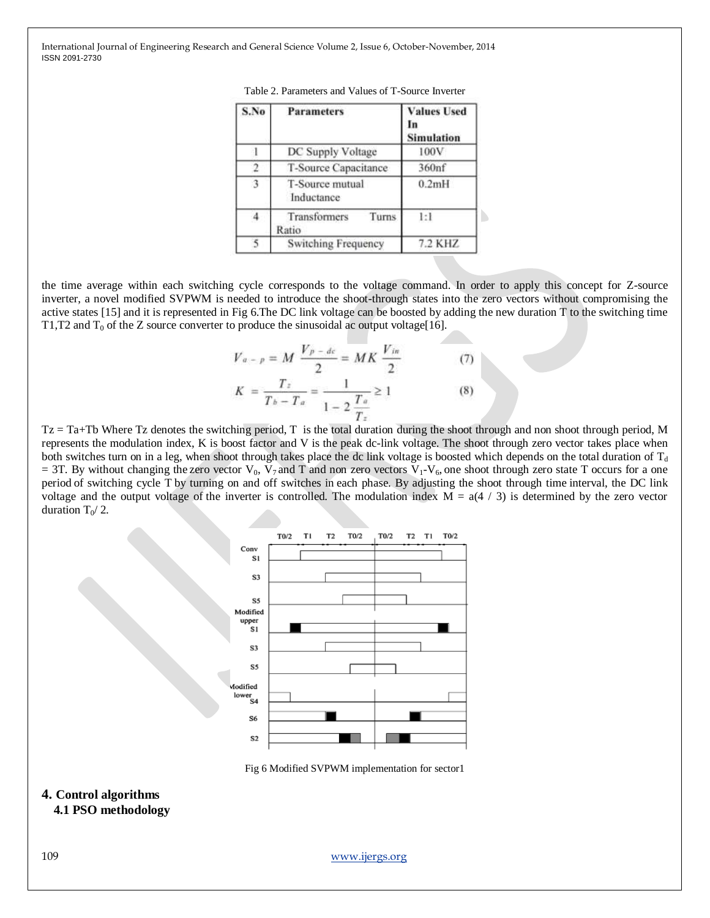Table 2. Parameters and Values of T-Source Inverter

| S.No | Parameters | Values Used In Simulation |
|---|---|---|
| 1 | DC Supply Voltage | 100V |
| 2 | T-Source Capacitance | 360nf |
| 3 | T-Source mutual Inductance | 0.2mH |
| 4 | Transformers Turns Ratio | 1:1 |
| 5 | Switching Frequency | 7.2 KHZ |

the time average within each switching cycle corresponds to the voltage command. In order to apply this concept for Z-source inverter, a novel modified SVPWM is needed to introduce the shoot-through states into the zero vectors without compromising the active states [15] and it is represented in Fig 6.The DC link voltage can be boosted by adding the new duration T to the switching time T1,T2 and $T_0$ of the Z source converter to produce the sinusoidal ac output voltage[16].

$$V_{a-p} = M \frac{V_{p-dc}}{2} = MK \frac{V_{in}}{2} \qquad (7)$$

$$K = \frac{T_z}{T_b - T_a} = \frac{1}{1 - 2\frac{T_a}{T_z}} \geq 1 \qquad (8)$$

Tz = Ta+Tb Where Tz denotes the switching period, T is the total duration during the shoot through and non shoot through period, M represents the modulation index, K is boost factor and V is the peak dc-link voltage. The shoot through zero vector takes place when both switches turn on in a leg, when shoot through takes place the dc link voltage is boosted which depends on the total duration of $T_d$ = 3T. By without changing the zero vector $V_0$, $V_7$ and T and non zero vectors $V_1$-$V_6$, one shoot through zero state T occurs for a one period of switching cycle T by turning on and off switches in each phase. By adjusting the shoot through time interval, the DC link voltage and the output voltage of the inverter is controlled. The modulation index M = a(4 / 3) is determined by the zero vector duration $T_0$/ 2.

Fig 6 Modified SVPWM implementation for sector1

# 4. Control algorithms

## 4.1 PSO methodology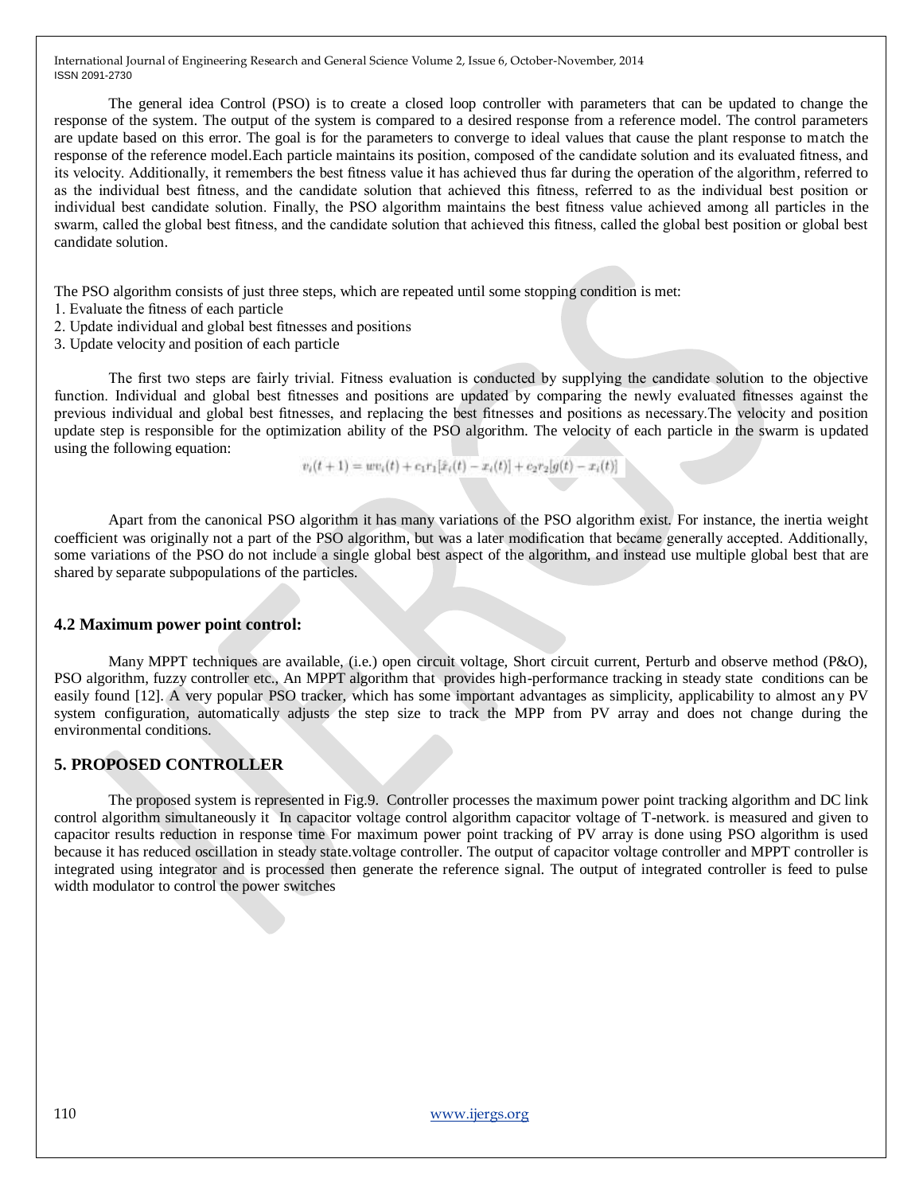The general idea Control (PSO) is to create a closed loop controller with parameters that can be updated to change the response of the system. The output of the system is compared to a desired response from a reference model. The control parameters are update based on this error. The goal is for the parameters to converge to ideal values that cause the plant response to match the response of the reference model.Each particle maintains its position, composed of the candidate solution and its evaluated fitness, and its velocity. Additionally, it remembers the best fitness value it has achieved thus far during the operation of the algorithm, referred to as the individual best fitness, and the candidate solution that achieved this fitness, referred to as the individual best position or individual best candidate solution. Finally, the PSO algorithm maintains the best fitness value achieved among all particles in the swarm, called the global best fitness, and the candidate solution that achieved this fitness, called the global best position or global best candidate solution.

The PSO algorithm consists of just three steps, which are repeated until some stopping condition is met:

1. Evaluate the fitness of each particle
2. Update individual and global best fitnesses and positions
3. Update velocity and position of each particle

The first two steps are fairly trivial. Fitness evaluation is conducted by supplying the candidate solution to the objective function. Individual and global best fitnesses and positions are updated by comparing the newly evaluated fitnesses against the previous individual and global best fitnesses, and replacing the best fitnesses and positions as necessary.The velocity and position update step is responsible for the optimization ability of the PSO algorithm. The velocity of each particle in the swarm is updated using the following equation:

$$v_i(t+1) = wv_i(t) + c_1r_1[\hat{x}_i(t) - x_i(t)] + c_2r_2[g(t) - x_i(t)]$$

Apart from the canonical PSO algorithm it has many variations of the PSO algorithm exist. For instance, the inertia weight coefficient was originally not a part of the PSO algorithm, but was a later modification that became generally accepted. Additionally, some variations of the PSO do not include a single global best aspect of the algorithm, and instead use multiple global best that are shared by separate subpopulations of the particles.

### 4.2 Maximum power point control:

Many MPPT techniques are available, (i.e.) open circuit voltage, Short circuit current, Perturb and observe method (P&O), PSO algorithm, fuzzy controller etc., An MPPT algorithm that provides high-performance tracking in steady state conditions can be easily found [12]. A very popular PSO tracker, which has some important advantages as simplicity, applicability to almost any PV system configuration, automatically adjusts the step size to track the MPP from PV array and does not change during the environmental conditions.

## 5. PROPOSED CONTROLLER

The proposed system is represented in Fig.9. Controller processes the maximum power point tracking algorithm and DC link control algorithm simultaneously it In capacitor voltage control algorithm capacitor voltage of T-network. is measured and given to capacitor results reduction in response time For maximum power point tracking of PV array is done using PSO algorithm is used because it has reduced oscillation in steady state.voltage controller. The output of capacitor voltage controller and MPPT controller is integrated using integrator and is processed then generate the reference signal. The output of integrated controller is feed to pulse width modulator to control the power switches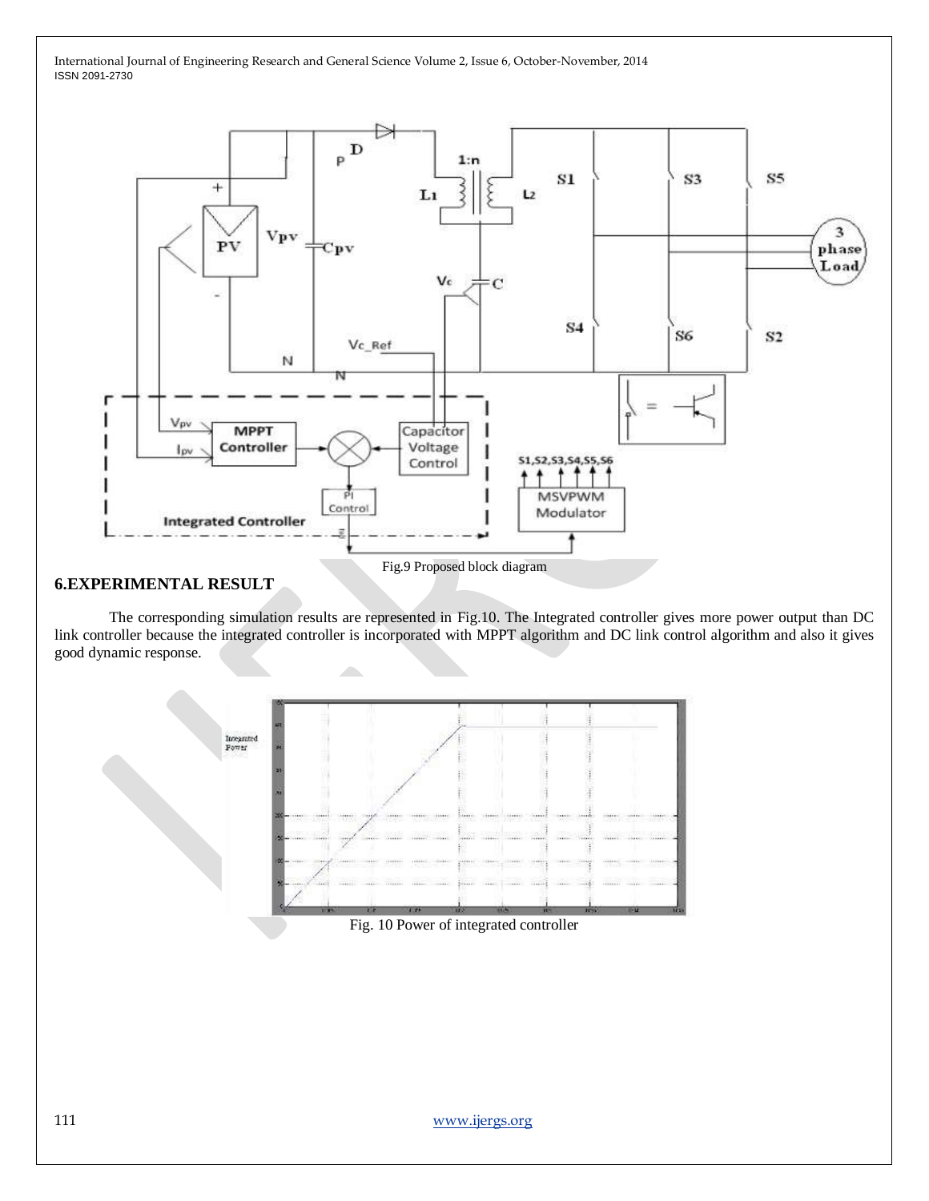Fig.9 Proposed block diagram

## 6.EXPERIMENTAL RESULT

The corresponding simulation results are represented in Fig.10. The Integrated controller gives more power output than DC link controller because the integrated controller is incorporated with MPPT algorithm and DC link control algorithm and also it gives good dynamic response.

Fig. 10 Power of integrated controller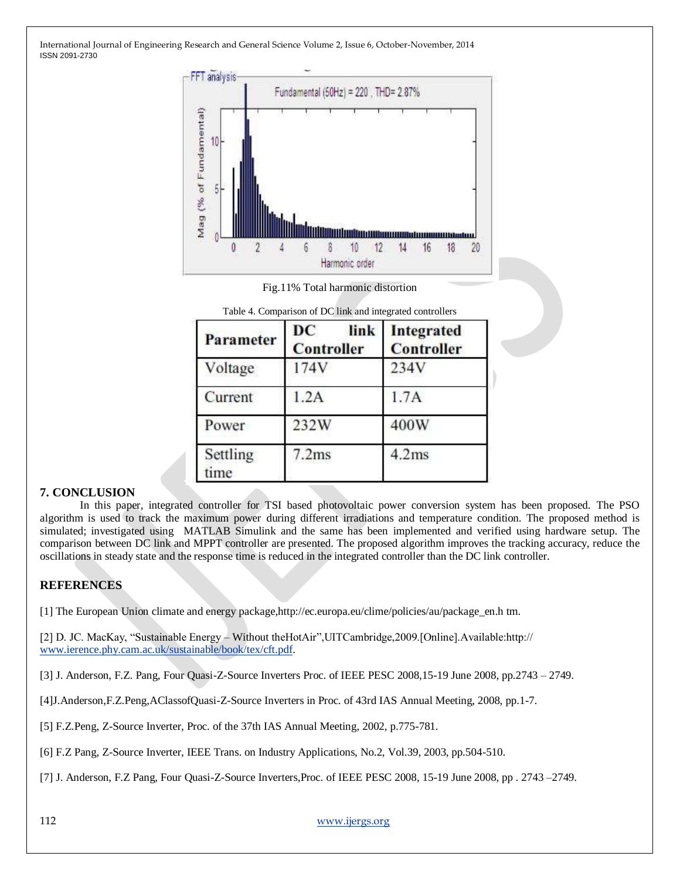Fig.11% Total harmonic distortion

Table 4. Comparison of DC link and integrated controllers

| Parameter | DC link Controller | Integrated Controller |
|---|---|---|
| Voltage | 174V | 234V |
| Current | 1.2A | 1.7A |
| Power | 232W | 400W |
| Settling time | 7.2ms | 4.2ms |

## 7. CONCLUSION

In this paper, integrated controller for TSI based photovoltaic power conversion system has been proposed. The PSO algorithm is used to track the maximum power during different irradiations and temperature condition. The proposed method is simulated; investigated using MATLAB Simulink and the same has been implemented and verified using hardware setup. The comparison between DC link and MPPT controller are presented. The proposed algorithm improves the tracking accuracy, reduce the oscillations in steady state and the response time is reduced in the integrated controller than the DC link controller.

## REFERENCES

[1] The European Union climate and energy package,http://ec.europa.eu/clime/policies/au/package_en.h tm.

[2] D. JC. MacKay, "Sustainable Energy – Without theHotAir",UITCambridge,2009.[Online].Available:http:// www.ierence.phy.cam.ac.uk/sustainable/book/tex/cft.pdf.

[3] J. Anderson, F.Z. Pang, Four Quasi-Z-Source Inverters Proc. of IEEE PESC 2008,15-19 June 2008, pp.2743 – 2749.

[4]J.Anderson,F.Z.Peng,AClassofQuasi-Z-Source Inverters in Proc. of 43rd IAS Annual Meeting, 2008, pp.1-7.

[5] F.Z.Peng, Z-Source Inverter, Proc. of the 37th IAS Annual Meeting, 2002, p.775-781.

[6] F.Z Pang, Z-Source Inverter, IEEE Trans. on Industry Applications, No.2, Vol.39, 2003, pp.504-510.

[7] J. Anderson, F.Z Pang, Four Quasi-Z-Source Inverters,Proc. of IEEE PESC 2008, 15-19 June 2008, pp . 2743 –2749.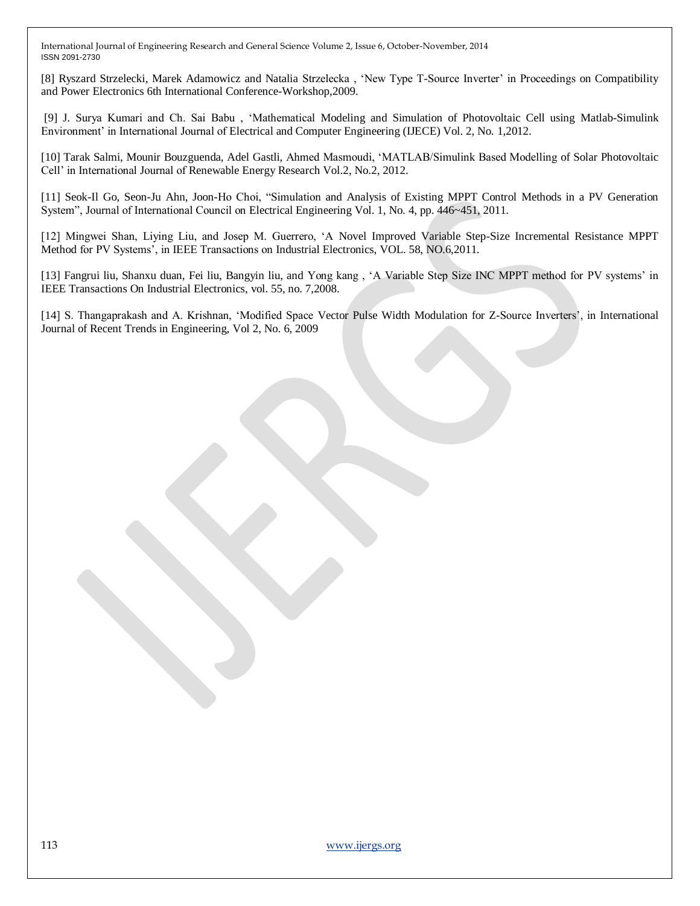[8] Ryszard Strzelecki, Marek Adamowicz and Natalia Strzelecka , 'New Type T-Source Inverter' in Proceedings on Compatibility and Power Electronics 6th International Conference-Workshop,2009.

[9] J. Surya Kumari and Ch. Sai Babu , 'Mathematical Modeling and Simulation of Photovoltaic Cell using Matlab-Simulink Environment' in International Journal of Electrical and Computer Engineering (IJECE) Vol. 2, No. 1,2012.

[10] Tarak Salmi, Mounir Bouzguenda, Adel Gastli, Ahmed Masmoudi, 'MATLAB/Simulink Based Modelling of Solar Photovoltaic Cell' in International Journal of Renewable Energy Research Vol.2, No.2, 2012.

[11] Seok-Il Go, Seon-Ju Ahn, Joon-Ho Choi, "Simulation and Analysis of Existing MPPT Control Methods in a PV Generation System", Journal of International Council on Electrical Engineering Vol. 1, No. 4, pp. 446~451, 2011.

[12] Mingwei Shan, Liying Liu, and Josep M. Guerrero, 'A Novel Improved Variable Step-Size Incremental Resistance MPPT Method for PV Systems', in IEEE Transactions on Industrial Electronics, VOL. 58, NO.6,2011.

[13] Fangrui liu, Shanxu duan, Fei liu, Bangyin liu, and Yong kang , 'A Variable Step Size INC MPPT method for PV systems' in IEEE Transactions On Industrial Electronics, vol. 55, no. 7,2008.

[14] S. Thangaprakash and A. Krishnan, 'Modified Space Vector Pulse Width Modulation for Z-Source Inverters', in International Journal of Recent Trends in Engineering, Vol 2, No. 6, 2009